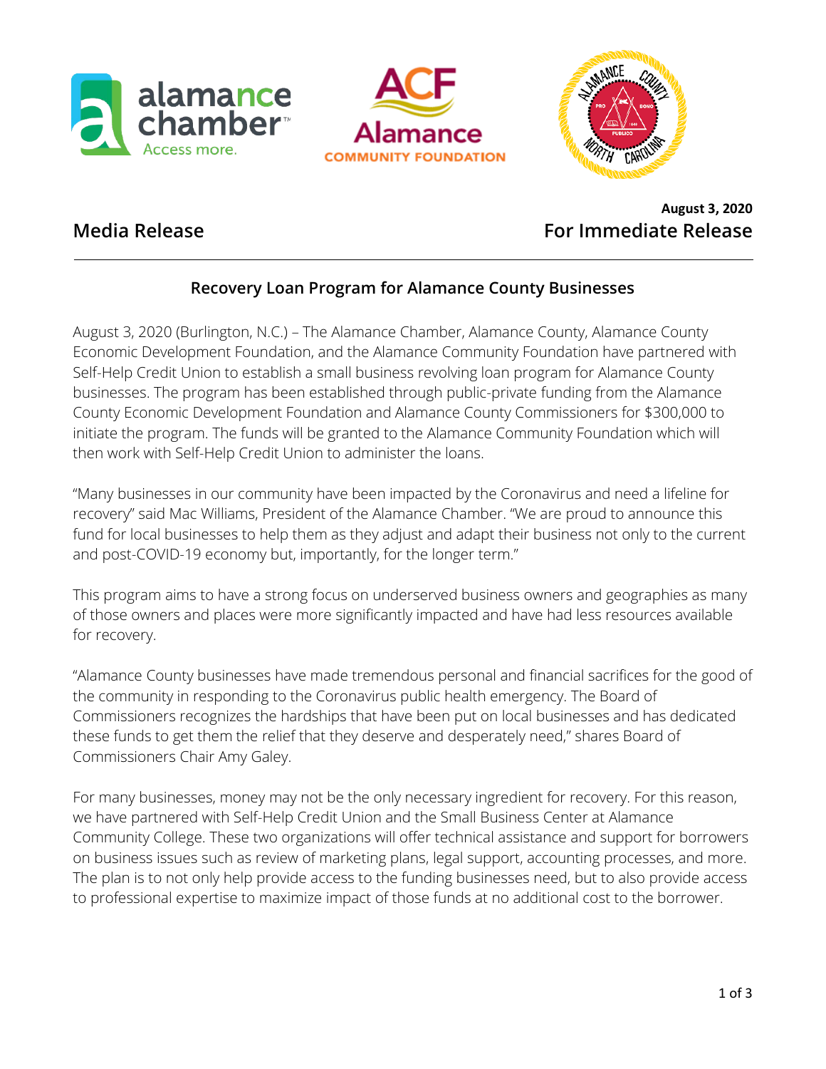**Media Release**

**August 3, 2020**
**For Immediate Release**

---

## Recovery Loan Program for Alamance County Businesses

August 3, 2020 (Burlington, N.C.) – The Alamance Chamber, Alamance County, Alamance County Economic Development Foundation, and the Alamance Community Foundation have partnered with Self-Help Credit Union to establish a small business revolving loan program for Alamance County businesses. The program has been established through public-private funding from the Alamance County Economic Development Foundation and Alamance County Commissioners for $300,000 to initiate the program. The funds will be granted to the Alamance Community Foundation which will then work with Self-Help Credit Union to administer the loans.

"Many businesses in our community have been impacted by the Coronavirus and need a lifeline for recovery" said Mac Williams, President of the Alamance Chamber. "We are proud to announce this fund for local businesses to help them as they adjust and adapt their business not only to the current and post-COVID-19 economy but, importantly, for the longer term."

This program aims to have a strong focus on underserved business owners and geographies as many of those owners and places were more significantly impacted and have had less resources available for recovery.

"Alamance County businesses have made tremendous personal and financial sacrifices for the good of the community in responding to the Coronavirus public health emergency. The Board of Commissioners recognizes the hardships that have been put on local businesses and has dedicated these funds to get them the relief that they deserve and desperately need," shares Board of Commissioners Chair Amy Galey.

For many businesses, money may not be the only necessary ingredient for recovery. For this reason, we have partnered with Self-Help Credit Union and the Small Business Center at Alamance Community College. These two organizations will offer technical assistance and support for borrowers on business issues such as review of marketing plans, legal support, accounting processes, and more. The plan is to not only help provide access to the funding businesses need, but to also provide access to professional expertise to maximize impact of those funds at no additional cost to the borrower.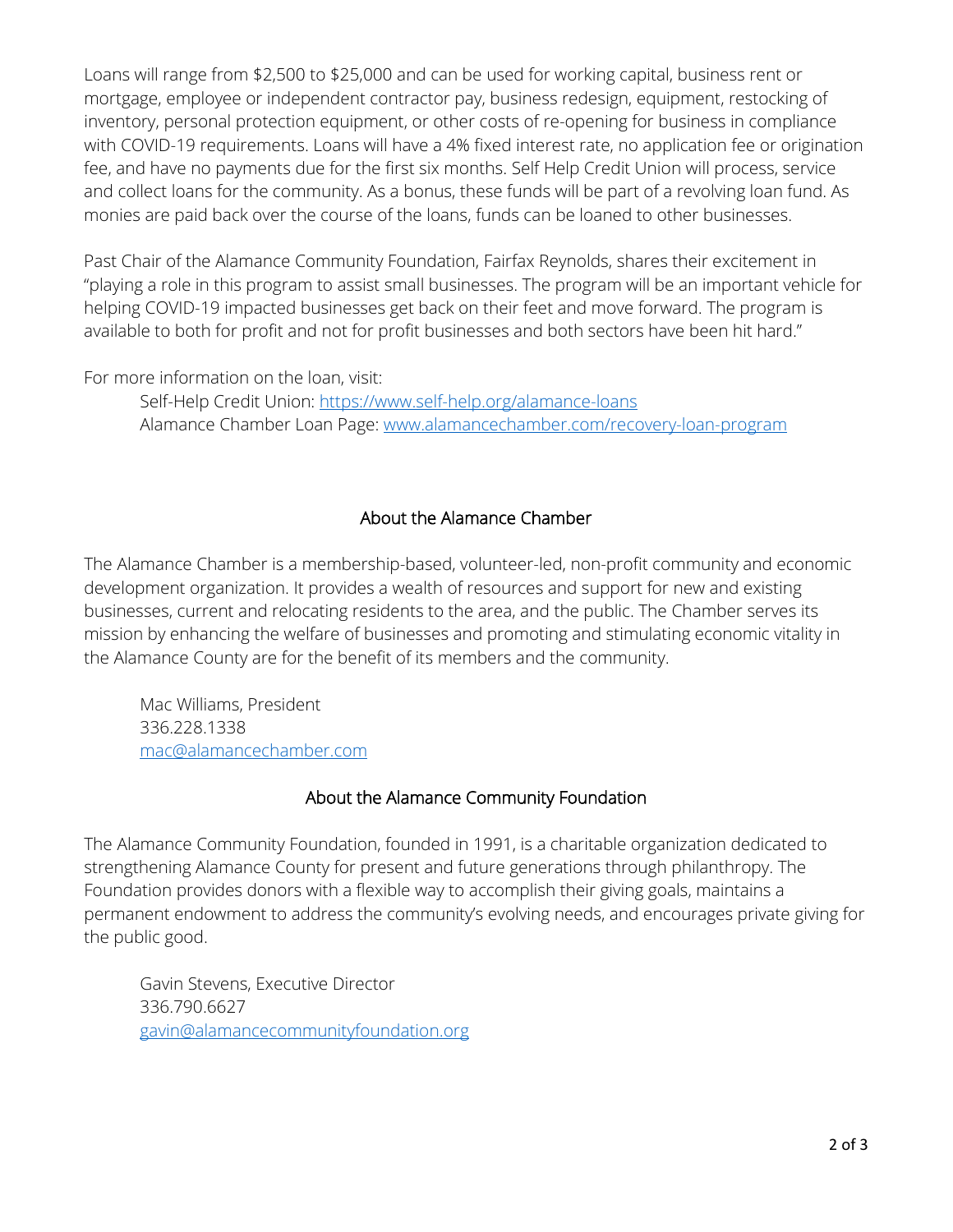Loans will range from $2,500 to $25,000 and can be used for working capital, business rent or mortgage, employee or independent contractor pay, business redesign, equipment, restocking of inventory, personal protection equipment, or other costs of re-opening for business in compliance with COVID-19 requirements. Loans will have a 4% fixed interest rate, no application fee or origination fee, and have no payments due for the first six months. Self Help Credit Union will process, service and collect loans for the community. As a bonus, these funds will be part of a revolving loan fund. As monies are paid back over the course of the loans, funds can be loaned to other businesses.

Past Chair of the Alamance Community Foundation, Fairfax Reynolds, shares their excitement in "playing a role in this program to assist small businesses. The program will be an important vehicle for helping COVID-19 impacted businesses get back on their feet and move forward. The program is available to both for profit and not for profit businesses and both sectors have been hit hard."

For more information on the loan, visit:

Self-Help Credit Union: [https://www.self-help.org/alamance-loans](https://www.self-help.org/alamance-loans)
Alamance Chamber Loan Page: [www.alamancechamber.com/recovery-loan-program](www.alamancechamber.com/recovery-loan-program)

## About the Alamance Chamber

The Alamance Chamber is a membership-based, volunteer-led, non-profit community and economic development organization. It provides a wealth of resources and support for new and existing businesses, current and relocating residents to the area, and the public. The Chamber serves its mission by enhancing the welfare of businesses and promoting and stimulating economic vitality in the Alamance County are for the benefit of its members and the community.

Mac Williams, President
336.228.1338
[mac@alamancechamber.com](mailto:mac@alamancechamber.com)

## About the Alamance Community Foundation

The Alamance Community Foundation, founded in 1991, is a charitable organization dedicated to strengthening Alamance County for present and future generations through philanthropy. The Foundation provides donors with a flexible way to accomplish their giving goals, maintains a permanent endowment to address the community's evolving needs, and encourages private giving for the public good.

Gavin Stevens, Executive Director
336.790.6627
[gavin@alamancecommunityfoundation.org](mailto:gavin@alamancecommunityfoundation.org)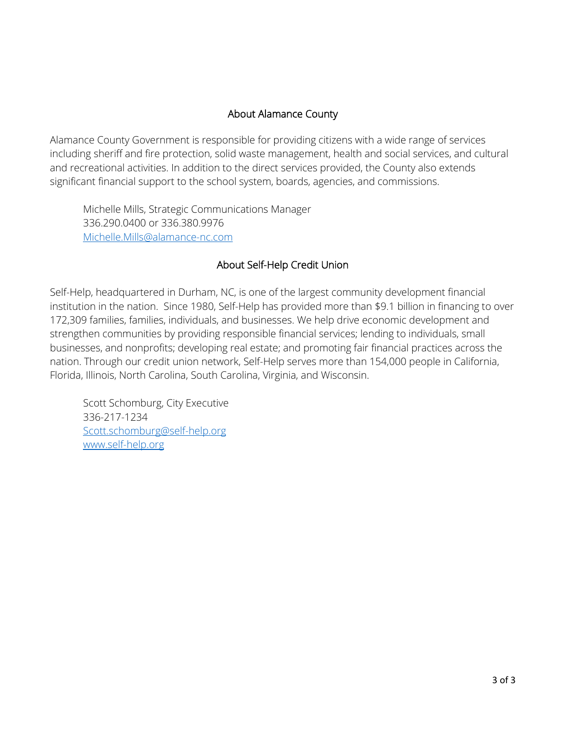## About Alamance County

Alamance County Government is responsible for providing citizens with a wide range of services including sheriff and fire protection, solid waste management, health and social services, and cultural and recreational activities. In addition to the direct services provided, the County also extends significant financial support to the school system, boards, agencies, and commissions.

Michelle Mills, Strategic Communications Manager
336.290.0400 or 336.380.9976
Michelle.Mills@alamance-nc.com

## About Self-Help Credit Union

Self-Help, headquartered in Durham, NC, is one of the largest community development financial institution in the nation. Since 1980, Self-Help has provided more than $9.1 billion in financing to over 172,309 families, families, individuals, and businesses. We help drive economic development and strengthen communities by providing responsible financial services; lending to individuals, small businesses, and nonprofits; developing real estate; and promoting fair financial practices across the nation. Through our credit union network, Self-Help serves more than 154,000 people in California, Florida, Illinois, North Carolina, South Carolina, Virginia, and Wisconsin.

Scott Schomburg, City Executive
336-217-1234
Scott.schomburg@self-help.org
www.self-help.org